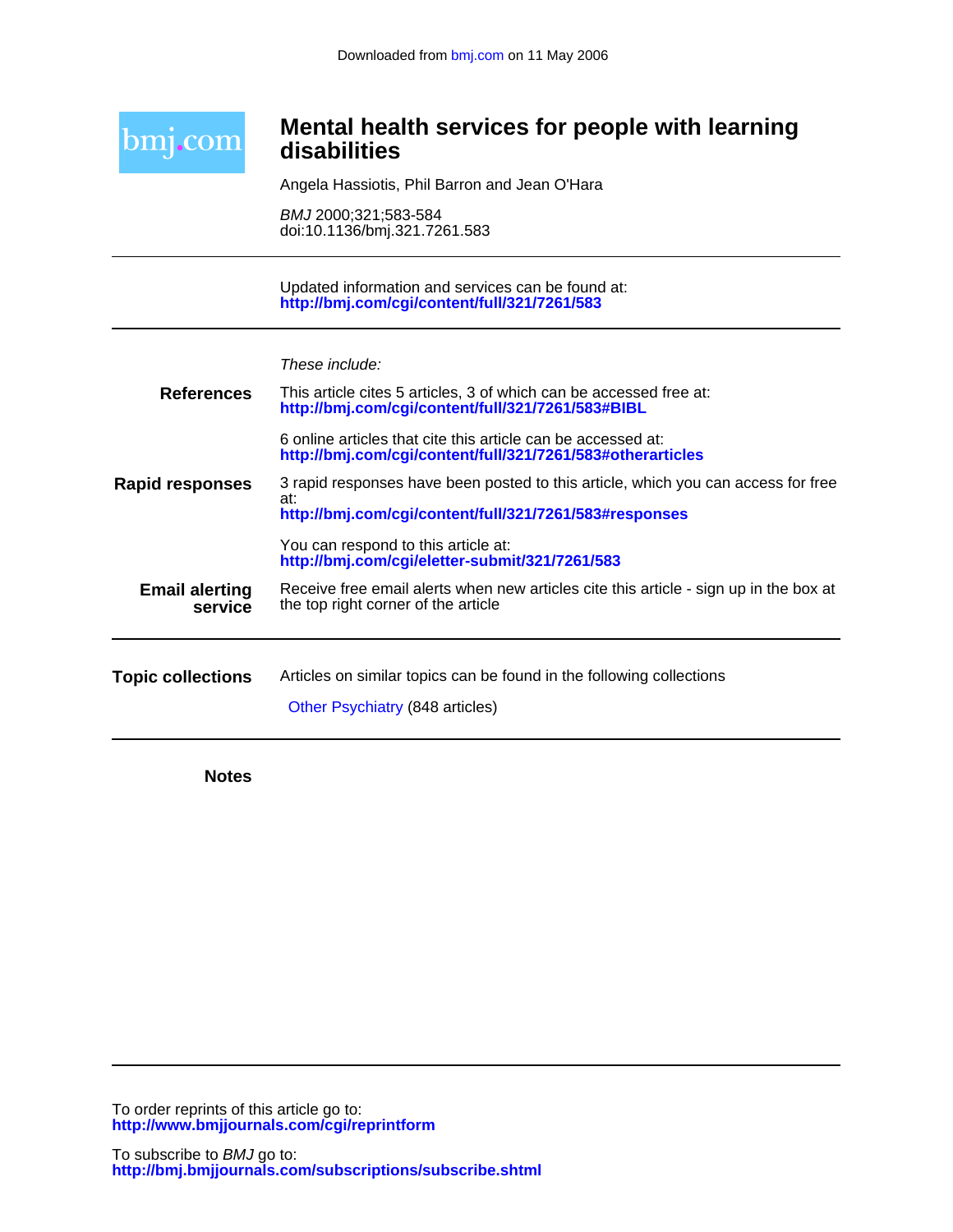Downloaded from bmj.com on 11 May 2006

bmj.com

# Mental health services for people with learning disabilities

Angela Hassiotis, Phil Barron and Jean O'Hara

*BMJ* 2000;321;583-584
doi:10.1136/bmj.321.7261.583

Updated information and services can be found at:
**http://bmj.com/cgi/content/full/321/7261/583**

*These include:*

**References**

This article cites 5 articles, 3 of which can be accessed free at:
**http://bmj.com/cgi/content/full/321/7261/583#BIBL**

6 online articles that cite this article can be accessed at:
**http://bmj.com/cgi/content/full/321/7261/583#otherarticles**

**Rapid responses**

3 rapid responses have been posted to this article, which you can access for free at:
**http://bmj.com/cgi/content/full/321/7261/583#responses**

You can respond to this article at:
**http://bmj.com/cgi/eletter-submit/321/7261/583**

**Email alerting service**

Receive free email alerts when new articles cite this article - sign up in the box at the top right corner of the article

**Topic collections**

Articles on similar topics can be found in the following collections

Other Psychiatry (848 articles)

**Notes**

To order reprints of this article go to:
**http://www.bmjjournals.com/cgi/reprintform**

To subscribe to *BMJ* go to:
**http://bmj.bmjjournals.com/subscriptions/subscribe.shtml**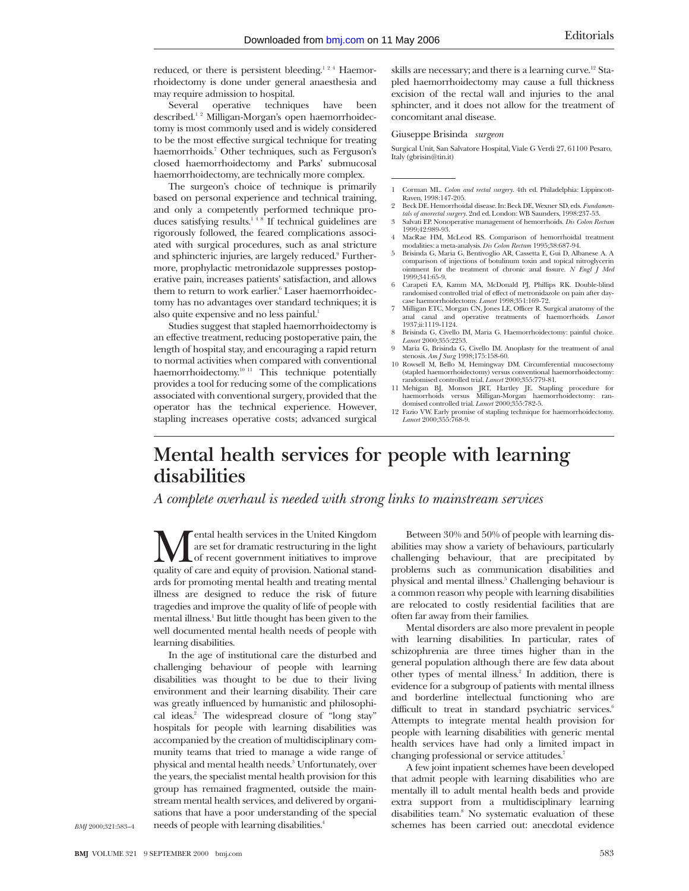reduced, or there is persistent bleeding.[1 2 4] Haemorrhoidectomy is done under general anaesthesia and may require admission to hospital.

Several operative techniques have been described.[1 2] Milligan-Morgan's open haemorrhoidectomy is most commonly used and is widely considered to be the most effective surgical technique for treating haemorrhoids.[7] Other techniques, such as Ferguson's closed haemorrhoidectomy and Parks' submucosal haemorrhoidectomy, are technically more complex.

The surgeon's choice of technique is primarily based on personal experience and technical training, and only a competently performed technique produces satisfying results.[1 4 8] If technical guidelines are rigorously followed, the feared complications associated with surgical procedures, such as anal stricture and sphincteric injuries, are largely reduced.[9] Furthermore, prophylactic metronidazole suppresses postoperative pain, increases patients' satisfaction, and allows them to return to work earlier.[6] Laser haemorrhoidectomy has no advantages over standard techniques; it is also quite expensive and no less painful.[1]

Studies suggest that stapled haemorrhoidectomy is an effective treatment, reducing postoperative pain, the length of hospital stay, and encouraging a rapid return to normal activities when compared with conventional haemorrhoidectomy.[10 11] This technique potentially provides a tool for reducing some of the complications associated with conventional surgery, provided that the operator has the technical experience. However, stapling increases operative costs; advanced surgical skills are necessary; and there is a learning curve.[12] Stapled haemorrhoidectomy may cause a full thickness excision of the rectal wall and injuries to the anal sphincter, and it does not allow for the treatment of concomitant anal disease.

Giuseppe Brisinda *surgeon*

Surgical Unit, San Salvatore Hospital, Viale G Verdi 27, 61100 Pesaro, Italy (gbrisin@tin.it)

1. Corman ML. *Colon and rectal surgery*. 4th ed. Philadelphia: Lippincott-Raven, 1998:147-205.
2. Beck DE. Hemorrhoidal disease. In: Beck DE, Wexner SD, eds. *Fundamentals of anorectal surgery*. 2nd ed. London: WB Saunders, 1998:237-53.
3. Salvati EP. Nonoperative management of hemorrhoids. *Dis Colon Rectum* 1999;42:989-93.
4. MacRae HM, McLeod RS. Comparison of hemorrhoidal treatment modalities: a meta-analysis. *Dis Colon Rectum* 1995;38:687-94.
5. Brisinda G, Maria G, Bentivoglio AR, Cassetta E, Gui D, Albanese A. A comparison of injections of botulinum toxin and topical nitroglycerin ointment for the treatment of chronic anal fissure. *N Engl J Med* 1999;341:65-9.
6. Carapeti EA, Kamm MA, McDonald PJ, Phillips RK. Double-blind randomised controlled trial of effect of metronidazole on pain after day-case haemorrhoidectomy. *Lancet* 1998;351:169-72.
7. Milligan ETC, Morgan CN, Jones LE, Officer R. Surgical anatomy of the anal canal and operative treatments of haemorrhoids. *Lancet* 1937;ii:1119-1124.
8. Brisinda G, Civello IM, Maria G. Haemorrhoidectomy: painful choice. *Lancet* 2000;355:2253.
9. Maria G, Brisinda G, Civello IM. Anoplasty for the treatment of anal stenosis. *Am J Surg* 1998;175:158-60.
10. Rowsell M, Bello M, Hemingway DM. Circumferential mucosectomy (stapled haemorrhoidectomy) versus conventional haemorrhoidectomy: randomised controlled trial. *Lancet* 2000;355:779-81.
11. Mehigan BJ, Monson JRT, Hartley JE. Stapling procedure for haemorrhoids versus Milligan-Morgan haemorrhoidectomy: randomised controlled trial. *Lancet* 2000;355:782-5.
12. Fazio VW. Early promise of stapling technique for haemorrhoidectomy. *Lancet* 2000;355:768-9.

# Mental health services for people with learning disabilities

*A complete overhaul is needed with strong links to mainstream services*

Mental health services in the United Kingdom are set for dramatic restructuring in the light of recent government initiatives to improve quality of care and equity of provision. National standards for promoting mental health and treating mental illness are designed to reduce the risk of future tragedies and improve the quality of life of people with mental illness.[1] But little thought has been given to the well documented mental health needs of people with learning disabilities.

In the age of institutional care the disturbed and challenging behaviour of people with learning disabilities was thought to be due to their living environment and their learning disability. Their care was greatly influenced by humanistic and philosophical ideas.[2] The widespread closure of "long stay" hospitals for people with learning disabilities was accompanied by the creation of multidisciplinary community teams that tried to manage a wide range of physical and mental health needs.[3] Unfortunately, over the years, the specialist mental health provision for this group has remained fragmented, outside the mainstream mental health services, and delivered by organisations that have a poor understanding of the special needs of people with learning disabilities.[4]

*BMJ* 2000;321:583–4

Between 30% and 50% of people with learning disabilities may show a variety of behaviours, particularly challenging behaviour, that are precipitated by problems such as communication disabilities and physical and mental illness.[5] Challenging behaviour is a common reason why people with learning disabilities are relocated to costly residential facilities that are often far away from their families.

Mental disorders are also more prevalent in people with learning disabilities. In particular, rates of schizophrenia are three times higher than in the general population although there are few data about other types of mental illness.[2] In addition, there is evidence for a subgroup of patients with mental illness and borderline intellectual functioning who are difficult to treat in standard psychiatric services.[6] Attempts to integrate mental health provision for people with learning disabilities with generic mental health services have had only a limited impact in changing professional or service attitudes.[7]

A few joint inpatient schemes have been developed that admit people with learning disabilities who are mentally ill to adult mental health beds and provide extra support from a multidisciplinary learning disabilities team.[8] No systematic evaluation of these schemes has been carried out: anecdotal evidence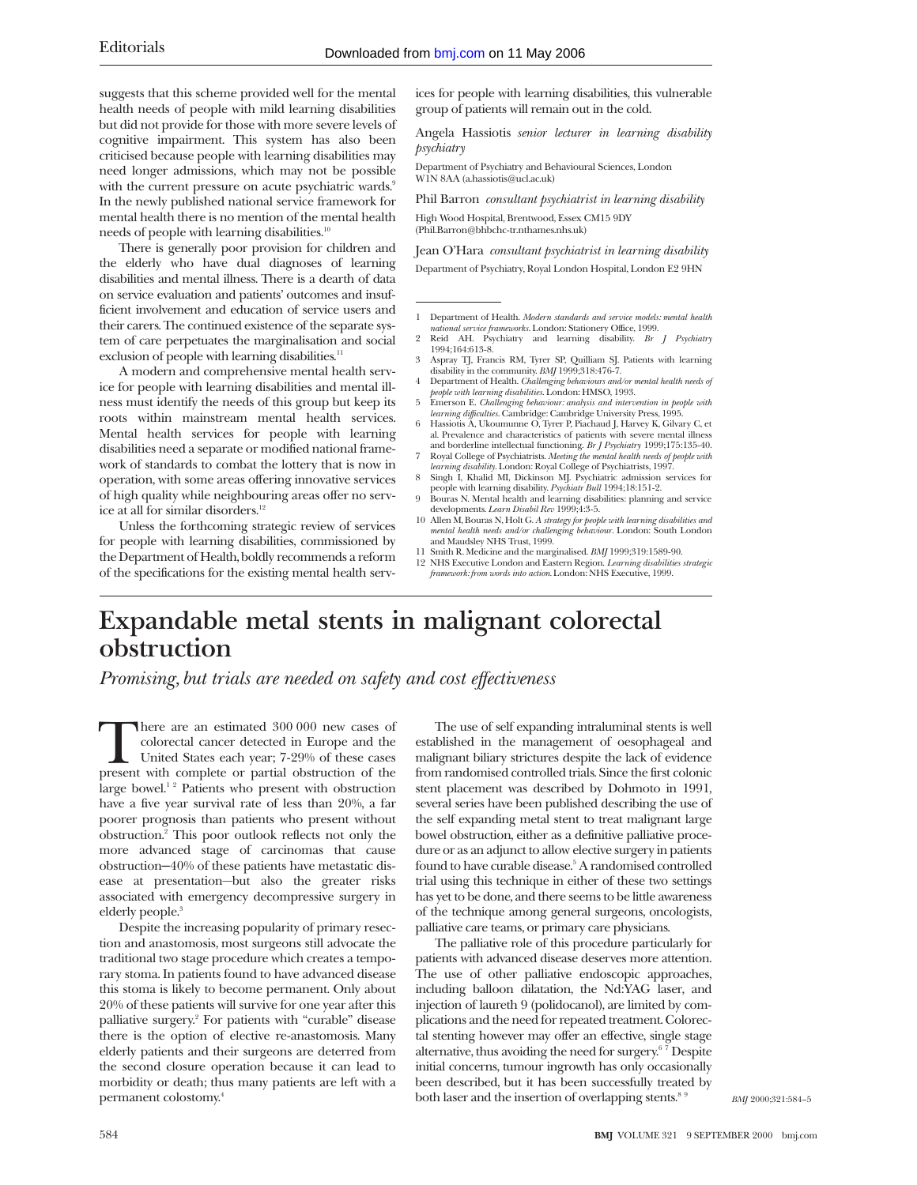suggests that this scheme provided well for the mental health needs of people with mild learning disabilities but did not provide for those with more severe levels of cognitive impairment. This system has also been criticised because people with learning disabilities may need longer admissions, which may not be possible with the current pressure on acute psychiatric wards.[9] In the newly published national service framework for mental health there is no mention of the mental health needs of people with learning disabilities.[10]

There is generally poor provision for children and the elderly who have dual diagnoses of learning disabilities and mental illness. There is a dearth of data on service evaluation and patients' outcomes and insufficient involvement and education of service users and their carers. The continued existence of the separate system of care perpetuates the marginalisation and social exclusion of people with learning disabilities.[11]

A modern and comprehensive mental health service for people with learning disabilities and mental illness must identify the needs of this group but keep its roots within mainstream mental health services. Mental health services for people with learning disabilities need a separate or modified national framework of standards to combat the lottery that is now in operation, with some areas offering innovative services of high quality while neighbouring areas offer no service at all for similar disorders.[12]

Unless the forthcoming strategic review of services for people with learning disabilities, commissioned by the Department of Health, boldly recommends a reform of the specifications for the existing mental health services for people with learning disabilities, this vulnerable group of patients will remain out in the cold.

Angela Hassiotis *senior lecturer in learning disability psychiatry*

Department of Psychiatry and Behavioural Sciences, London W1N 8AA (a.hassiotis@ucl.ac.uk)

Phil Barron *consultant psychiatrist in learning disability*

High Wood Hospital, Brentwood, Essex CM15 9DY (Phil.Barron@bhbchc-tr.nthames.nhs.uk)

Jean O'Hara *consultant psychiatrist in learning disability*

Department of Psychiatry, Royal London Hospital, London E2 9HN

1. Department of Health. *Modern standards and service models: mental health national service frameworks*. London: Stationery Office, 1999.
2. Reid AH. Psychiatry and learning disability. *Br J Psychiatry* 1994;164:613-8.
3. Asprray TJ, Francis RM, Tyrer SP, Quilliam SJ. Patients with learning disability in the community. *BMJ* 1999;318:476-7.
4. Department of Health. *Challenging behaviours and/or mental health needs of people with learning disabilities*. London: HMSO, 1993.
5. Emerson E. *Challenging behaviour: analysis and intervention in people with learning difficulties*. Cambridge: Cambridge University Press, 1995.
6. Hassiotis A, Ukoumunne O, Tyrer P, Piachaud J, Harvey K, Gilvary C, et al. Prevalence and characteristics of patients with severe mental illness and borderline intellectual functioning. *Br J Psychiatry* 1999;175:135-40.
7. Royal College of Psychiatrists. *Meeting the mental health needs of people with learning disability*. London: Royal College of Psychiatrists, 1997.
8. Singh I, Khalid MI, Dickinson MJ. Psychiatric admission services for people with learning disability. *Psychiatr Bull* 1994;18:151-2.
9. Bouras N. Mental health and learning disabilities: planning and service developments. *Learn Disabil Rev* 1999;4:3-5.
10. Allen M, Bouras N, Holt G. *A strategy for people with learning disabilities and mental health needs and/or challenging behaviour*. London: South London and Maudsley NHS Trust, 1999.
11. Smith R. Medicine and the marginalised. *BMJ* 1999;319:1589-90.
12. NHS Executive London and Eastern Region. *Learning disabilities strategic framework: from words into action*. London: NHS Executive, 1999.

# Expandable metal stents in malignant colorectal obstruction

*Promising, but trials are needed on safety and cost effectiveness*

There are an estimated 300 000 new cases of colorectal cancer detected in Europe and the United States each year; 7-29% of these cases present with complete or partial obstruction of the large bowel.[1,2] Patients who present with obstruction have a five year survival rate of less than 20%, a far poorer prognosis than patients who present without obstruction.[2] This poor outlook reflects not only the more advanced stage of carcinomas that cause obstruction—40% of these patients have metastatic disease at presentation—but also the greater risks associated with emergency decompressive surgery in elderly people.[3]

Despite the increasing popularity of primary resection and anastomosis, most surgeons still advocate the traditional two stage procedure which creates a temporary stoma. In patients found to have advanced disease this stoma is likely to become permanent. Only about 20% of these patients will survive for one year after this palliative surgery.[2] For patients with "curable" disease there is the option of elective re-anastomosis. Many elderly patients and their surgeons are deterred from the second closure operation because it can lead to morbidity or death; thus many patients are left with a permanent colostomy.[4]

The use of self expanding intraluminal stents is well established in the management of oesophageal and malignant biliary strictures despite the lack of evidence from randomised controlled trials. Since the first colonic stent placement was described by Dohmoto in 1991, several series have been published describing the use of the self expanding metal stent to treat malignant large bowel obstruction, either as a definitive palliative procedure or as an adjunct to allow elective surgery in patients found to have curable disease.[5] A randomised controlled trial using this technique in either of these two settings has yet to be done, and there seems to be little awareness of the technique among general surgeons, oncologists, palliative care teams, or primary care physicians.

The palliative role of this procedure particularly for patients with advanced disease deserves more attention. The use of other palliative endoscopic approaches, including balloon dilatation, the Nd:YAG laser, and injection of laureth 9 (polidocanol), are limited by complications and the need for repeated treatment. Colorectal stenting however may offer an effective, single stage alternative, thus avoiding the need for surgery.[6,7] Despite initial concerns, tumour ingrowth has only occasionally been described, but it has been successfully treated by both laser and the insertion of overlapping stents.[8,9]

*BMJ* 2000;321:584–5